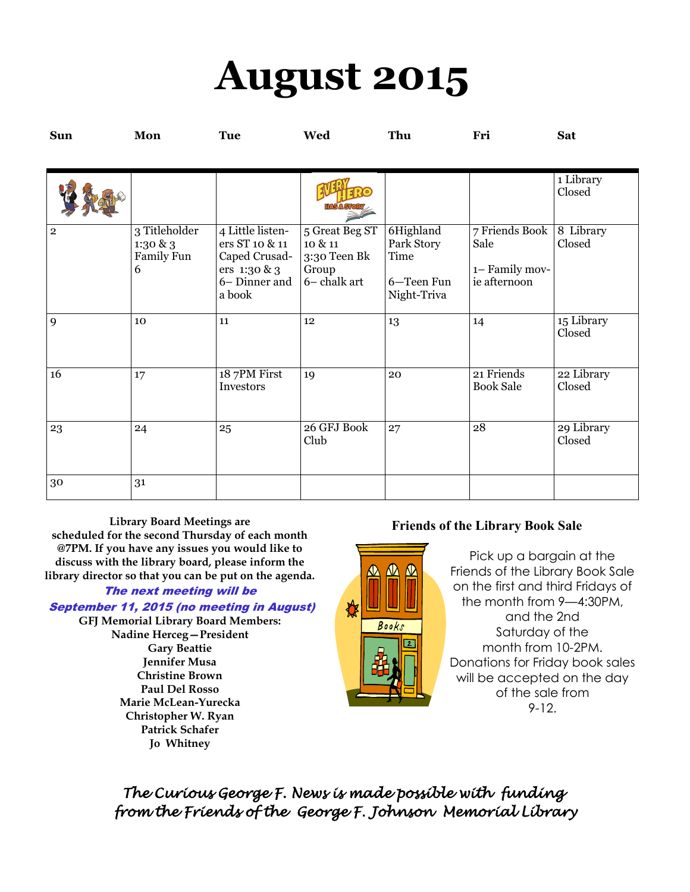# August 2015

| Sun | Mon | Tue | Wed | Thu | Fri | Sat |
|---|---|---|---|---|---|---|
| | | | | | | 1 Library Closed |
| 2 | 3 Titleholder 1:30 & 3 Family Fun 6 | 4 Little listeners ST 10 & 11 Caped Crusaders 1:30 & 3 6– Dinner and a book | 5 Great Beg ST 10 & 11 3:30 Teen Bk Group 6– chalk art | 6Highland Park Story Time 6—Teen Fun Night-Triva | 7 Friends Book Sale 1– Family movie afternoon | 8 Library Closed |
| 9 | 10 | 11 | 12 | 13 | 14 | 15 Library Closed |
| 16 | 17 | 18 7PM First Investors | 19 | 20 | 21 Friends Book Sale | 22 Library Closed |
| 23 | 24 | 25 | 26 GFJ Book Club | 27 | 28 | 29 Library Closed |
| 30 | 31 | | | | | |

**Library Board Meetings are scheduled for the second Thursday of each month @7PM. If you have any issues you would like to discuss with the library board, please inform the library director so that you can be put on the agenda.**

***The next meeting will be September 11, 2015 (no meeting in August)***

**GFJ Memorial Library Board Members:**
**Nadine Herceg—President**
**Gary Beattie**
**Jennifer Musa**
**Christine Brown**
**Paul Del Rosso**
**Marie McLean-Yurecka**
**Christopher W. Ryan**
**Patrick Schafer**
**Jo Whitney**

## Friends of the Library Book Sale

Pick up a bargain at the Friends of the Library Book Sale on the first and third Fridays of the month from 9—4:30PM, and the 2nd Saturday of the month from 10-2PM. Donations for Friday book sales will be accepted on the day of the sale from 9-12.

*The Curious George F. News is made possible with funding from the Friends of the George F. Johnson Memorial Library*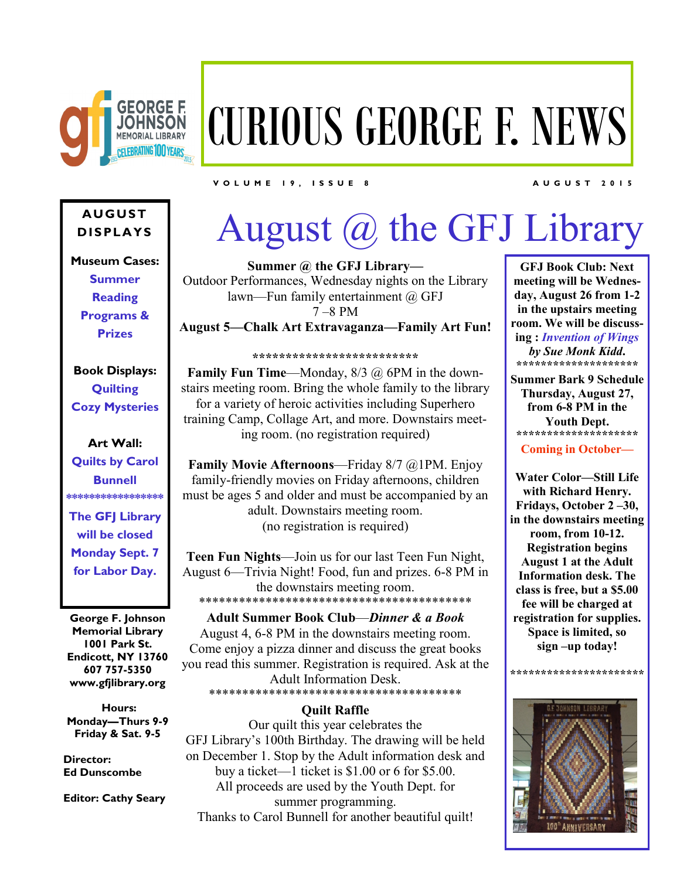GEORGE F. JOHNSON MEMORIAL LIBRARY CELEBRATING 100 YEARS 1915 2015

# CURIOUS GEORGE F. NEWS

VOLUME 19, ISSUE 8 AUGUST 2015

# August @ the GFJ Library

**Summer @ the GFJ Library—**
Outdoor Performances, Wednesday nights on the Library lawn—Fun family entertainment @ GFJ
7 –8 PM
**August 5—Chalk Art Extravaganza—Family Art Fun!**

*************************

**Family Fun Time**—Monday, 8/3 @ 6PM in the downstairs meeting room. Bring the whole family to the library for a variety of heroic activities including Superhero training Camp, Collage Art, and more. Downstairs meeting room. (no registration required)

**Family Movie Afternoons**—Friday 8/7 @1PM. Enjoy family-friendly movies on Friday afternoons, children must be ages 5 and older and must be accompanied by an adult. Downstairs meeting room.
(no registration is required)

**Teen Fun Nights**—Join us for our last Teen Fun Night, August 6—Trivia Night! Food, fun and prizes. 6-8 PM in the downstairs meeting room.

*****************************************

**Adult Summer Book Club**—***Dinner & a Book***
August 4, 6-8 PM in the downstairs meeting room. Come enjoy a pizza dinner and discuss the great books you read this summer. Registration is required. Ask at the Adult Information Desk.

*************************************

**Quilt Raffle**
Our quilt this year celebrates the GFJ Library's 100th Birthday. The drawing will be held on December 1. Stop by the Adult information desk and buy a ticket—1 ticket is $1.00 or 6 for $5.00.
All proceeds are used by the Youth Dept. for summer programming.
Thanks to Carol Bunnell for another beautiful quilt!

**GFJ Book Club: Next meeting will be Wednesday, August 26 from 1-2 in the upstairs meeting room. We will be discussing : *Invention of Wings* *by Sue Monk Kidd*.**

********************

**Summer Bark 9 Schedule Thursday, August 27, from 6-8 PM in the Youth Dept.**

********************

**Coming in October—**

**Water Color—Still Life with Richard Henry. Fridays, October 2 –30, in the downstairs meeting room, from 10-12. Registration begins August 1 at the Adult Information desk. The class is free, but a $5.00 fee will be charged at registration for supplies. Space is limited, so sign –up today!**

*********************

G.F. JOHNSON LIBRARY
100th ANNIVERSARY

## AUGUST DISPLAYS

**Museum Cases:**
**Summer Reading Programs & Prizes**

**Book Displays:**
**Quilting**
**Cozy Mysteries**

**Art Wall:**
**Quilts by Carol Bunnell**

*****************

**The GFJ Library will be closed Monday Sept. 7 for Labor Day.**

**George F. Johnson Memorial Library**
**1001 Park St.**
**Endicott, NY 13760**
**607 757-5350**
**www.gfjlibrary.org**

**Hours:**
**Monday—Thurs 9-9**
**Friday & Sat. 9-5**

**Director:**
**Ed Dunscombe**

**Editor: Cathy Seary**